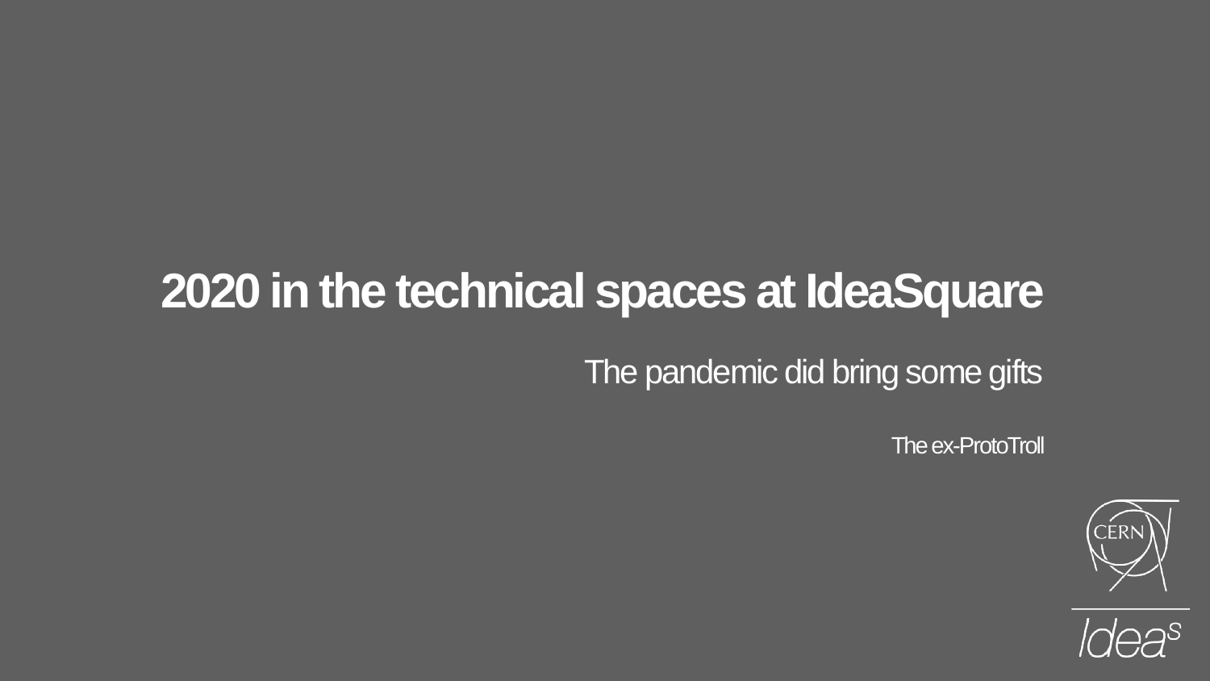# 2020 in the technical spaces at IdeaSquare

The pandemic did bring some gifts

The ex-ProtoTroll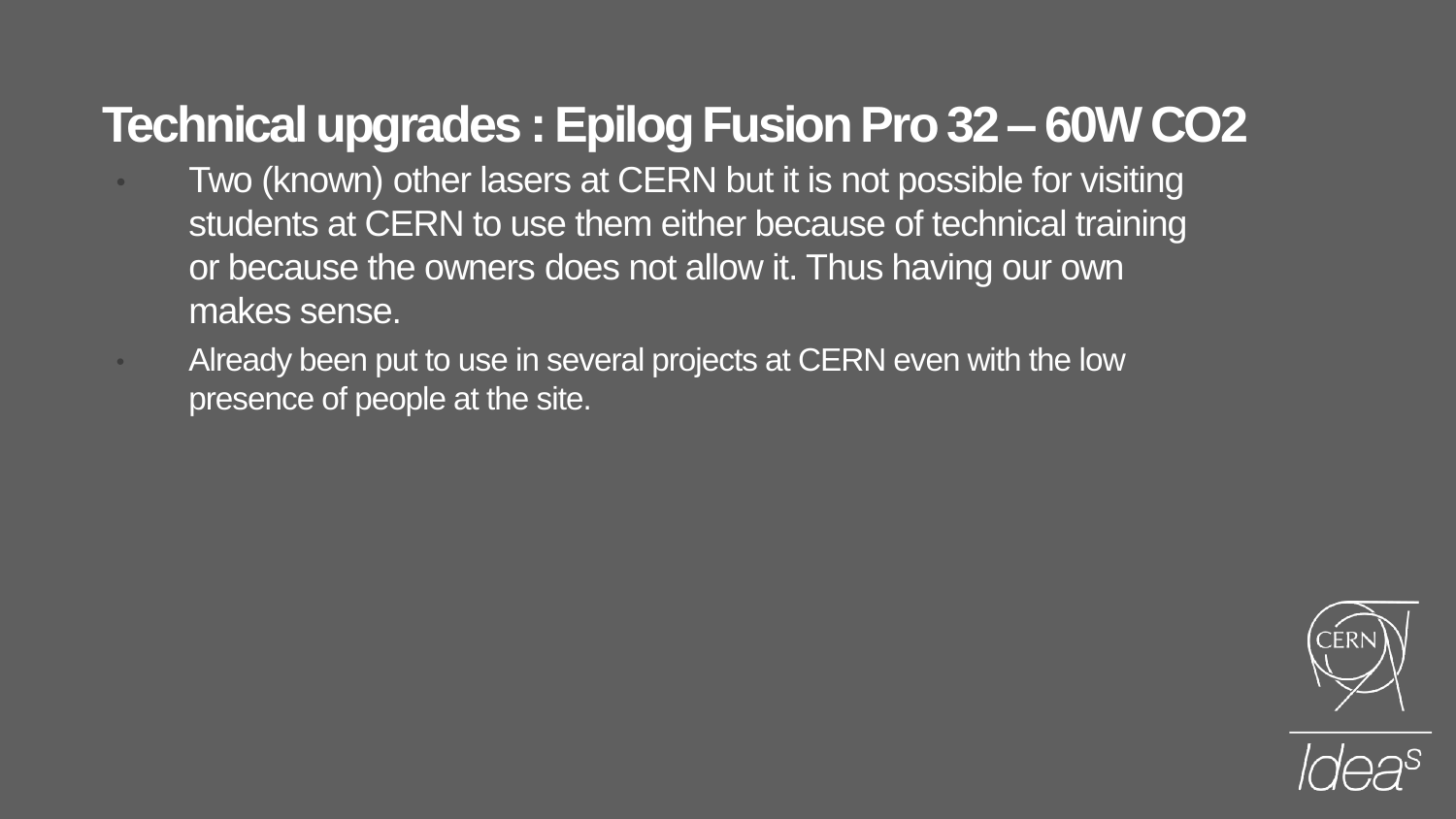# Technical upgrades : Epilog Fusion Pro 32 – 60W $CO_2$

- Two (known) other lasers at CERN but it is not possible for visiting students at CERN to use them either because of technical training or because the owners does not allow it. Thus having our own makes sense.
- Already been put to use in several projects at CERN even with the low presence of people at the site.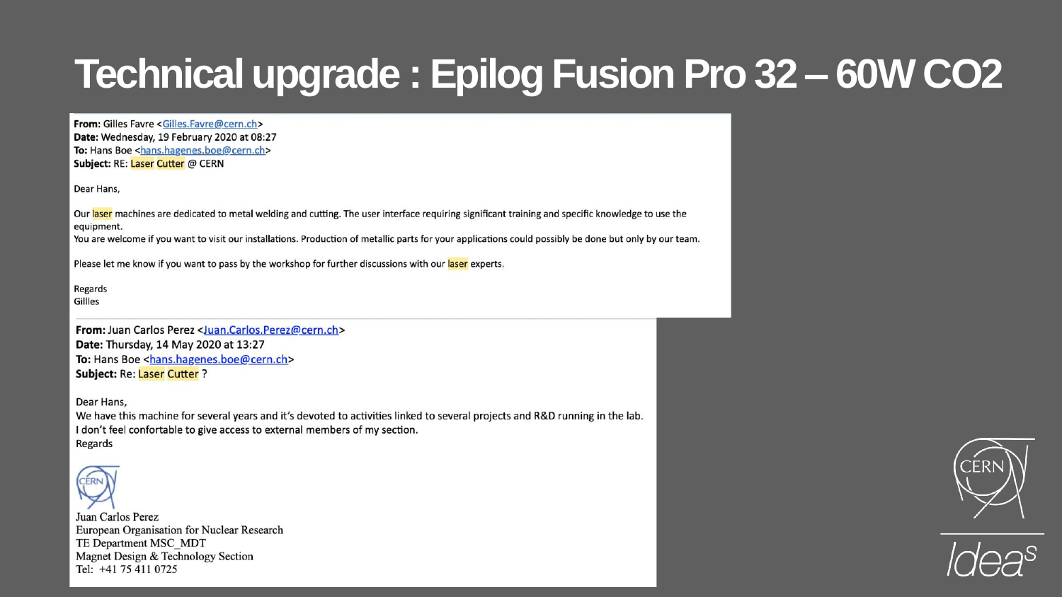# Technical upgrade : Epilog Fusion Pro 32 – 60W $CO_2$

**From:** Gilles Favre <Gilles.Favre@cern.ch>
**Date:** Wednesday, 19 February 2020 at 08:27
**To:** Hans Boe <hans.hagenes.boe@cern.ch>
**Subject:** RE: Laser Cutter @ CERN

Dear Hans,

Our laser machines are dedicated to metal welding and cutting. The user interface requiring significant training and specific knowledge to use the equipment.
You are welcome if you want to visit our installations. Production of metallic parts for your applications could possibly be done but only by our team.

Please let me know if you want to pass by the workshop for further discussions with our laser experts.

Regards
Gillles

**From:** Juan Carlos Perez <Juan.Carlos.Perez@cern.ch>
**Date:** Thursday, 14 May 2020 at 13:27
**To:** Hans Boe <hans.hagenes.boe@cern.ch>
**Subject:** Re: Laser Cutter ?

Dear Hans,
We have this machine for several years and it's devoted to activities linked to several projects and R&D running in the lab.
I don't feel confortable to give access to external members of my section.
Regards

Juan Carlos Perez
European Organisation for Nuclear Research
TE Department MSC_MDT
Magnet Design & Technology Section
Tel: +41 75 411 0725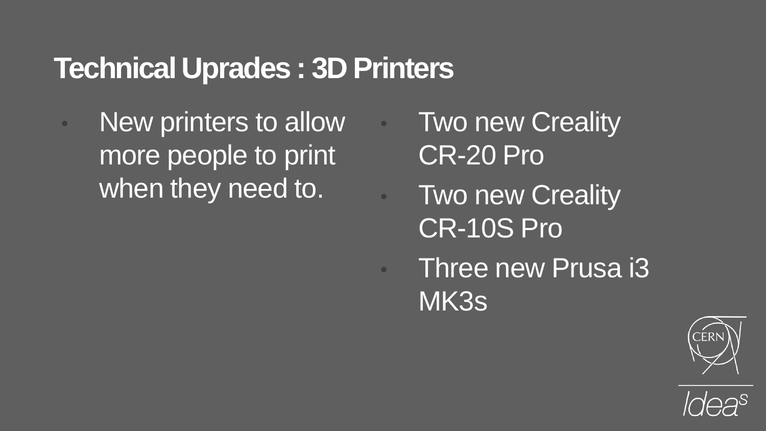# Technical Uprades : 3D Printers

- New printers to allow more people to print when they need to.

- Two new Creality CR-20 Pro
- Two new Creality CR-10S Pro
- Three new Prusa i3 MK3s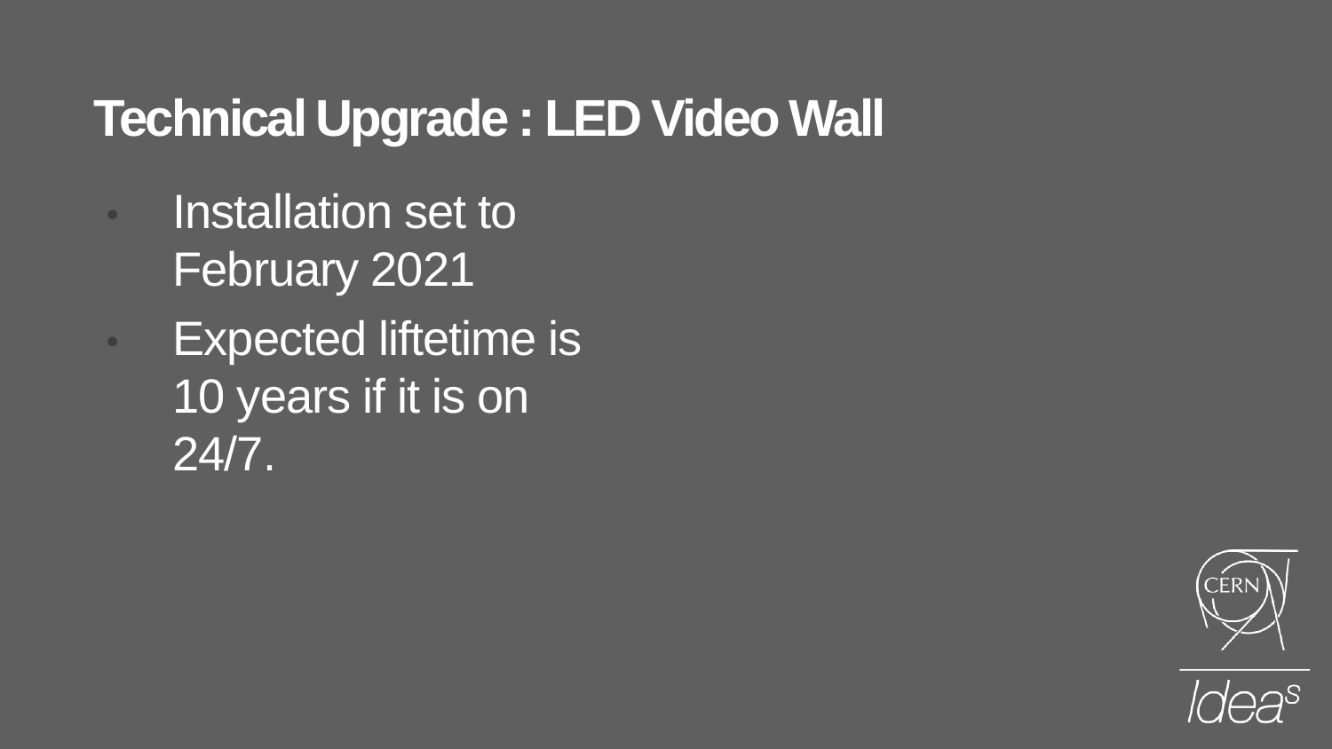# Technical Upgrade : LED Video Wall

- Installation set to February 2021
- Expected liftetime is 10 years if it is on 24/7.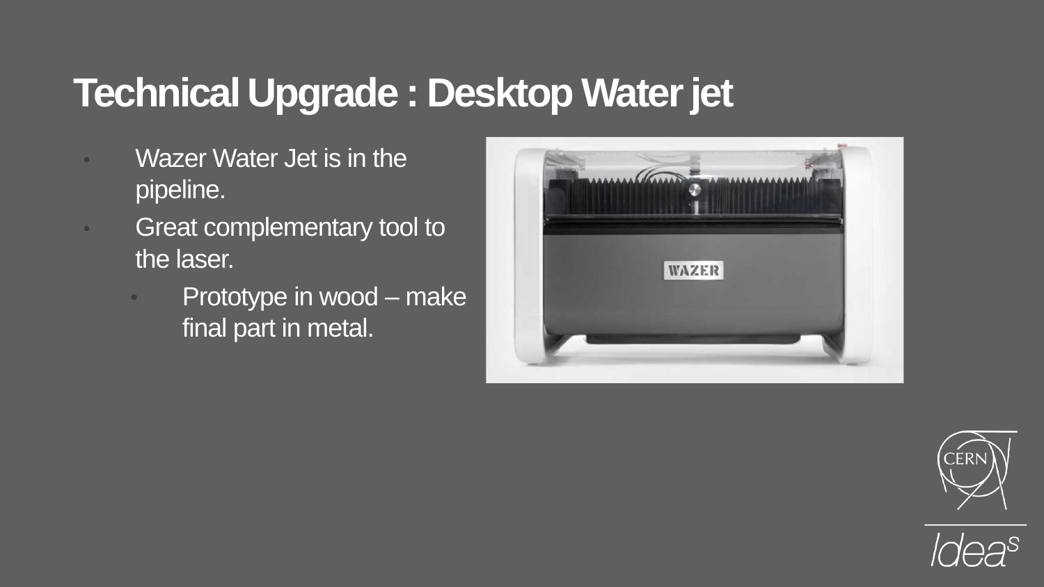# Technical Upgrade : Desktop Water jet

- Wazer Water Jet is in the pipeline.
- Great complementary tool to the laser.
  - Prototype in wood – make final part in metal.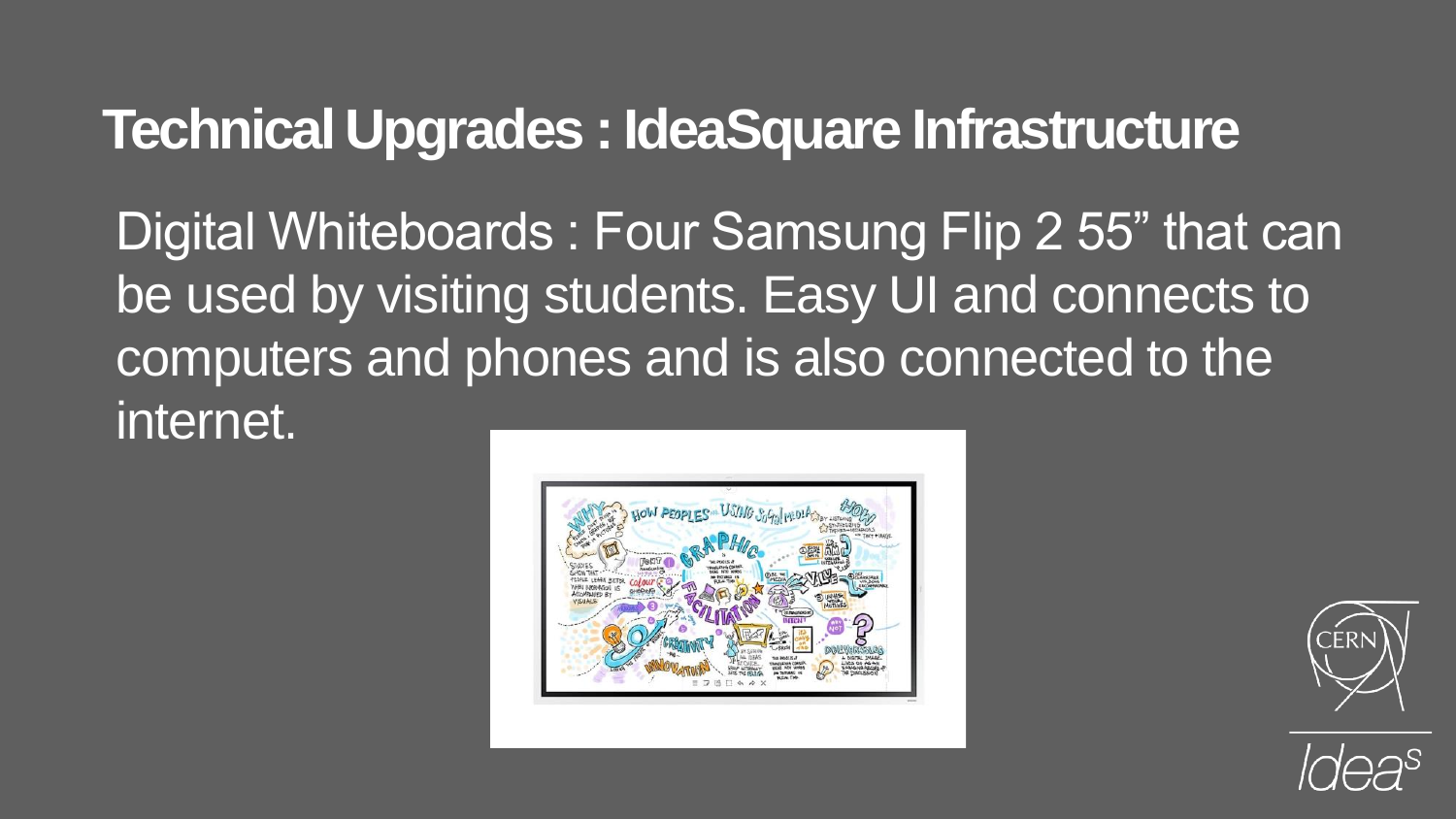# Technical Upgrades : IdeaSquare Infrastructure

Digital Whiteboards : Four Samsung Flip 2 55" that can be used by visiting students. Easy UI and connects to computers and phones and is also connected to the internet.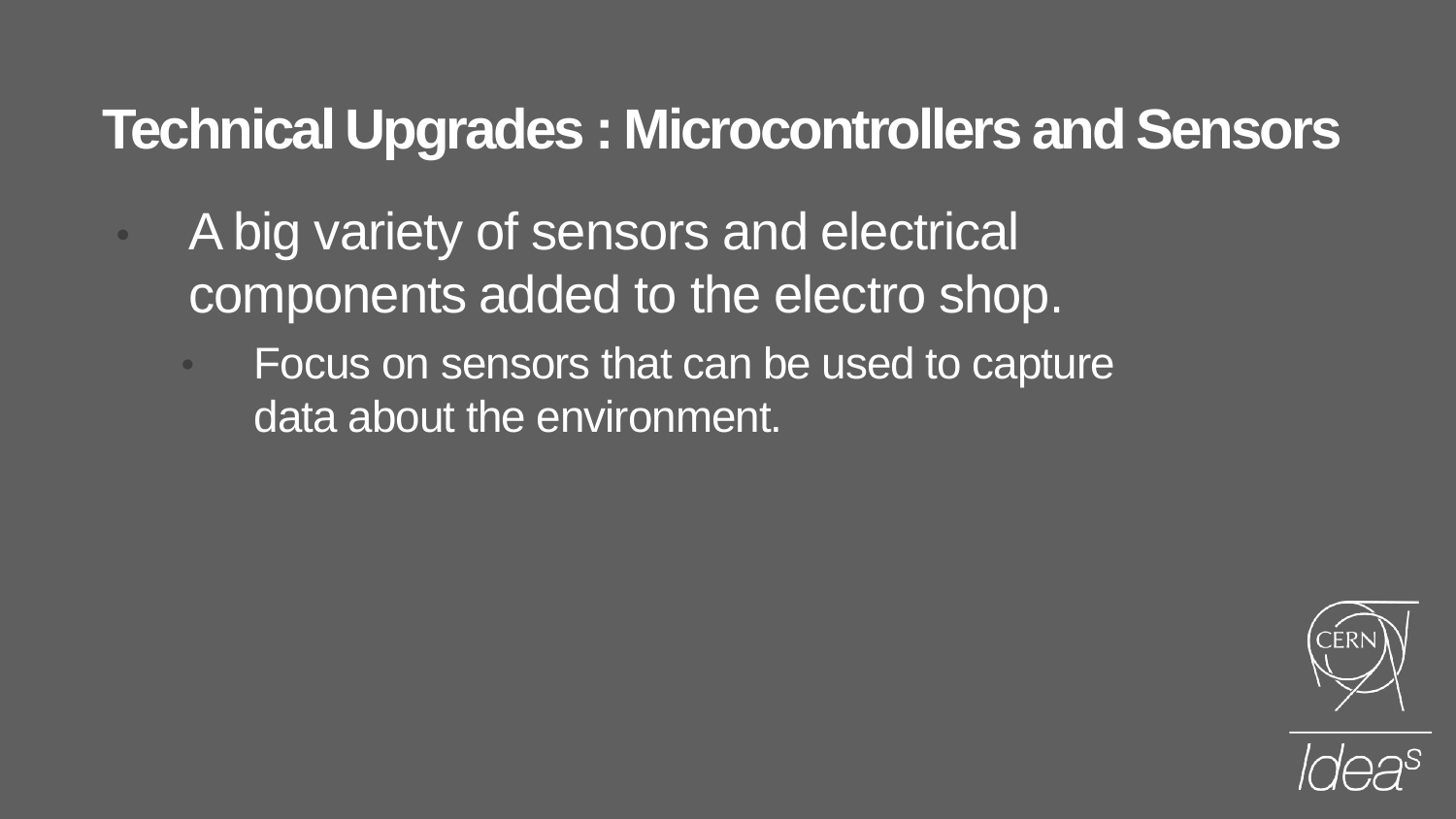# Technical Upgrades : Microcontrollers and Sensors

- A big variety of sensors and electrical components added to the electro shop.
  - Focus on sensors that can be used to capture data about the environment.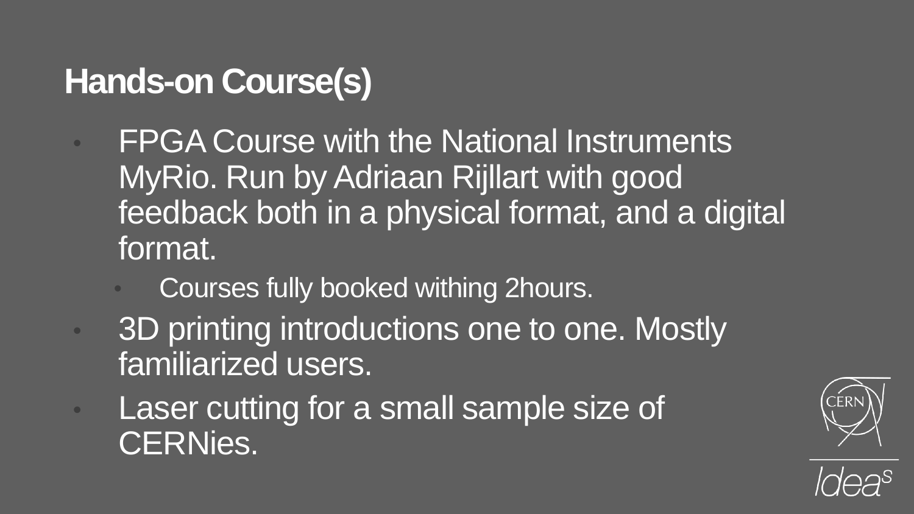## Hands-on Course(s)

- FPGA Course with the National Instruments MyRio. Run by Adriaan Rijllart with good feedback both in a physical format, and a digital format.
  - Courses fully booked withing 2hours.
- 3D printing introductions one to one. Mostly familiarized users.
- Laser cutting for a small sample size of CERNies.